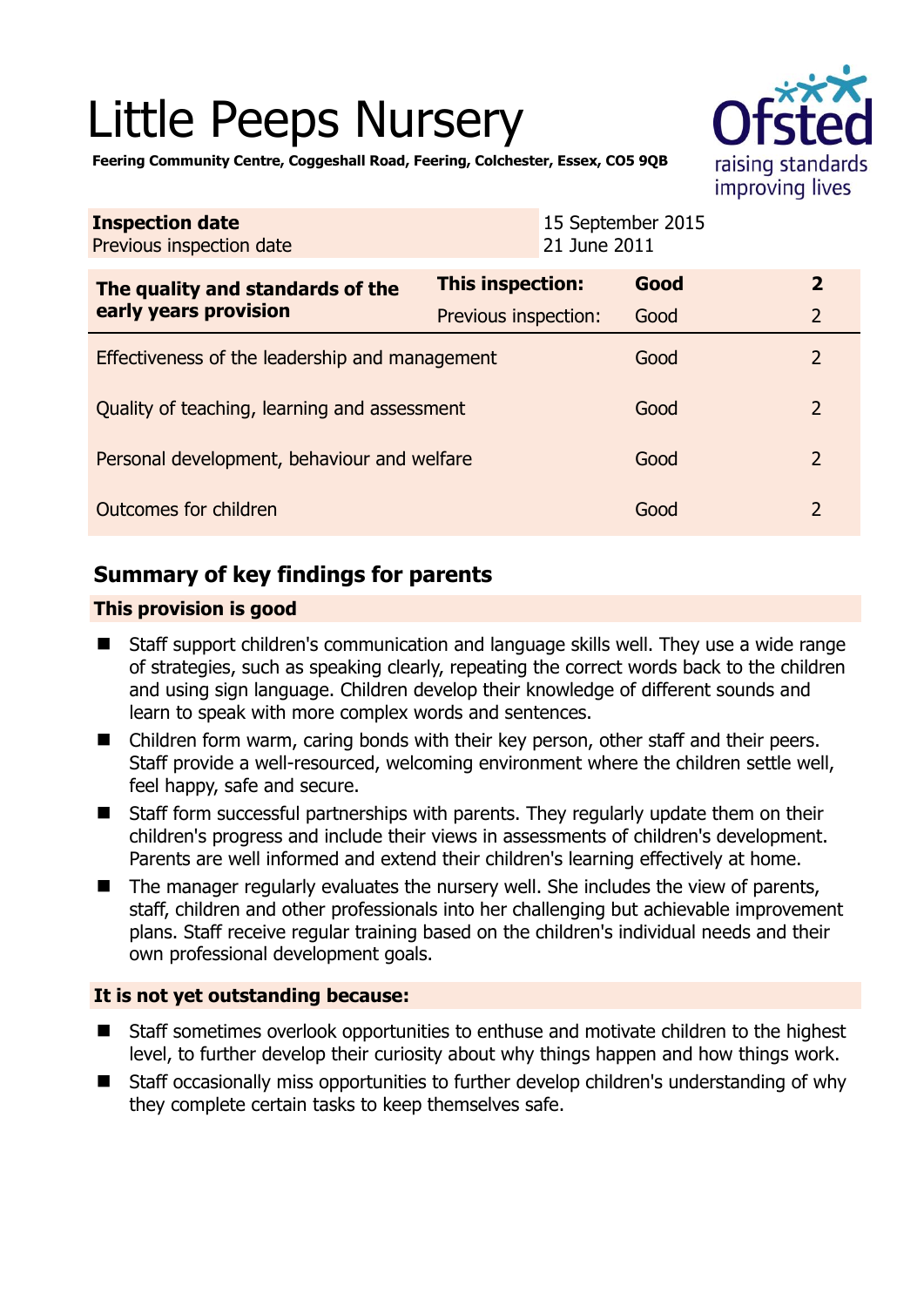# Little Peeps Nursery

**Feering Community Centre, Coggeshall Road, Feering, Colchester, Essex, CO5 9QB**

| **Inspection date** | 15 September 2015 |
|---|---|
| Previous inspection date | 21 June 2011 |

| **The quality and standards of the early years provision** | **This inspection:** | **Good** | **2** |
|---|---|---|---|
| | Previous inspection: | Good | 2 |
| Effectiveness of the leadership and management | | Good | 2 |
| Quality of teaching, learning and assessment | | Good | 2 |
| Personal development, behaviour and welfare | | Good | 2 |
| Outcomes for children | | Good | 2 |

## Summary of key findings for parents

### This provision is good

- Staff support children's communication and language skills well. They use a wide range of strategies, such as speaking clearly, repeating the correct words back to the children and using sign language. Children develop their knowledge of different sounds and learn to speak with more complex words and sentences.
- Children form warm, caring bonds with their key person, other staff and their peers. Staff provide a well-resourced, welcoming environment where the children settle well, feel happy, safe and secure.
- Staff form successful partnerships with parents. They regularly update them on their children's progress and include their views in assessments of children's development. Parents are well informed and extend their children's learning effectively at home.
- The manager regularly evaluates the nursery well. She includes the view of parents, staff, children and other professionals into her challenging but achievable improvement plans. Staff receive regular training based on the children's individual needs and their own professional development goals.

### It is not yet outstanding because:

- Staff sometimes overlook opportunities to enthuse and motivate children to the highest level, to further develop their curiosity about why things happen and how things work.
- Staff occasionally miss opportunities to further develop children's understanding of why they complete certain tasks to keep themselves safe.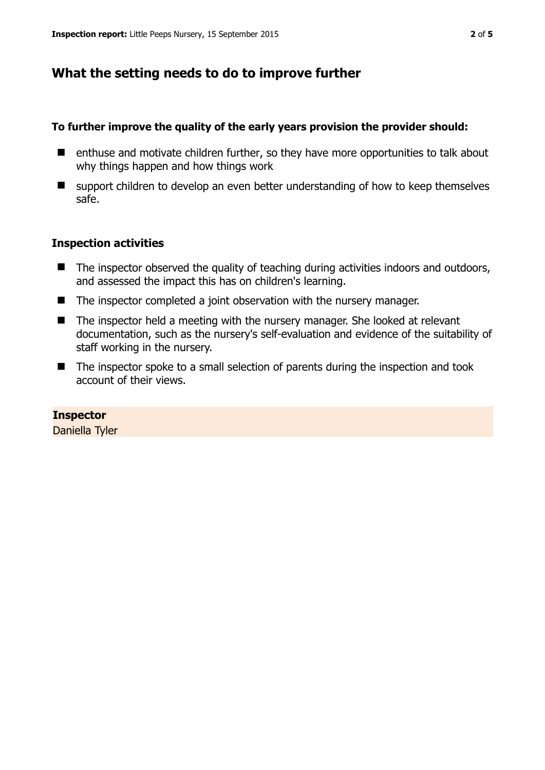## What the setting needs to do to improve further

**To further improve the quality of the early years provision the provider should:**

- enthuse and motivate children further, so they have more opportunities to talk about why things happen and how things work
- support children to develop an even better understanding of how to keep themselves safe.

### Inspection activities

- The inspector observed the quality of teaching during activities indoors and outdoors, and assessed the impact this has on children's learning.
- The inspector completed a joint observation with the nursery manager.
- The inspector held a meeting with the nursery manager. She looked at relevant documentation, such as the nursery's self-evaluation and evidence of the suitability of staff working in the nursery.
- The inspector spoke to a small selection of parents during the inspection and took account of their views.

**Inspector**
Daniella Tyler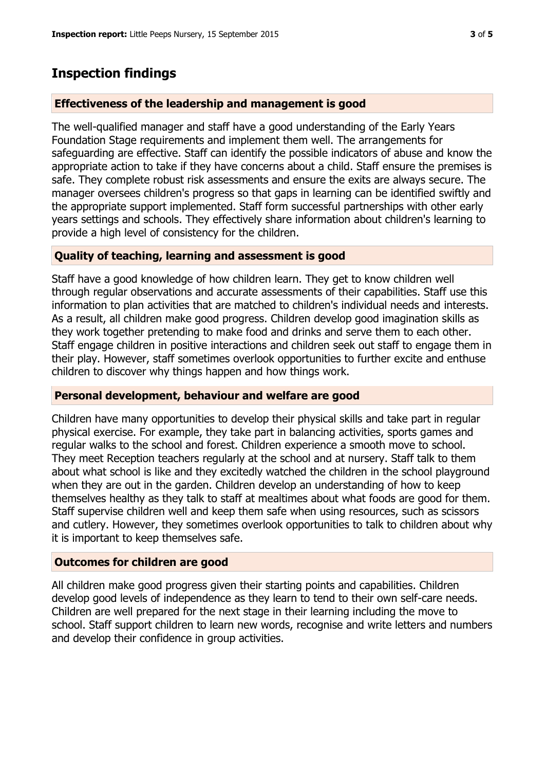## Inspection findings

### Effectiveness of the leadership and management is good

The well-qualified manager and staff have a good understanding of the Early Years Foundation Stage requirements and implement them well. The arrangements for safeguarding are effective. Staff can identify the possible indicators of abuse and know the appropriate action to take if they have concerns about a child. Staff ensure the premises is safe. They complete robust risk assessments and ensure the exits are always secure. The manager oversees children's progress so that gaps in learning can be identified swiftly and the appropriate support implemented. Staff form successful partnerships with other early years settings and schools. They effectively share information about children's learning to provide a high level of consistency for the children.

### Quality of teaching, learning and assessment is good

Staff have a good knowledge of how children learn. They get to know children well through regular observations and accurate assessments of their capabilities. Staff use this information to plan activities that are matched to children's individual needs and interests. As a result, all children make good progress. Children develop good imagination skills as they work together pretending to make food and drinks and serve them to each other. Staff engage children in positive interactions and children seek out staff to engage them in their play. However, staff sometimes overlook opportunities to further excite and enthuse children to discover why things happen and how things work.

### Personal development, behaviour and welfare are good

Children have many opportunities to develop their physical skills and take part in regular physical exercise. For example, they take part in balancing activities, sports games and regular walks to the school and forest. Children experience a smooth move to school. They meet Reception teachers regularly at the school and at nursery. Staff talk to them about what school is like and they excitedly watched the children in the school playground when they are out in the garden. Children develop an understanding of how to keep themselves healthy as they talk to staff at mealtimes about what foods are good for them. Staff supervise children well and keep them safe when using resources, such as scissors and cutlery. However, they sometimes overlook opportunities to talk to children about why it is important to keep themselves safe.

### Outcomes for children are good

All children make good progress given their starting points and capabilities. Children develop good levels of independence as they learn to tend to their own self-care needs. Children are well prepared for the next stage in their learning including the move to school. Staff support children to learn new words, recognise and write letters and numbers and develop their confidence in group activities.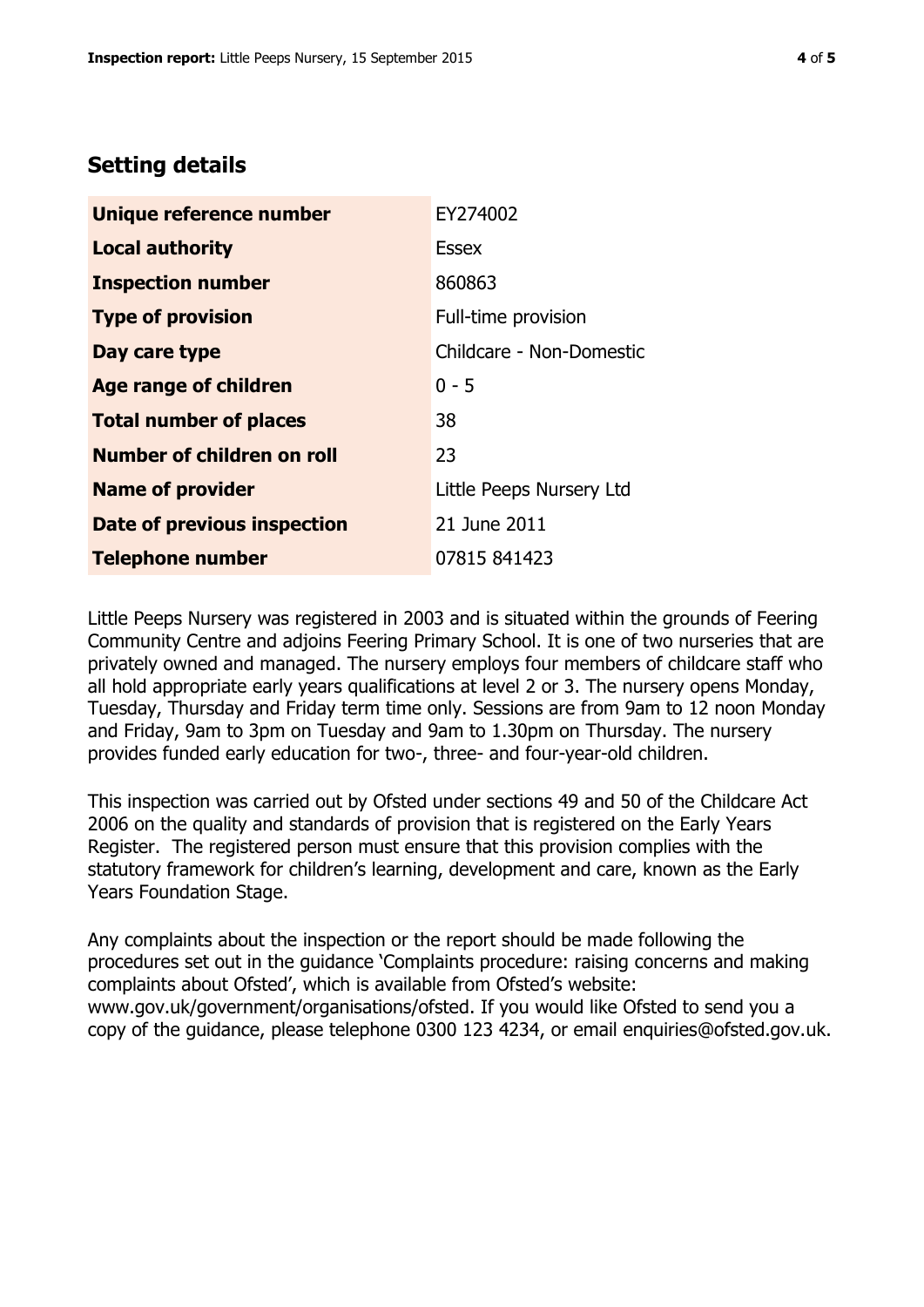## Setting details

| | |
|---|---|
| **Unique reference number** | EY274002 |
| **Local authority** | Essex |
| **Inspection number** | 860863 |
| **Type of provision** | Full-time provision |
| **Day care type** | Childcare - Non-Domestic |
| **Age range of children** | 0 - 5 |
| **Total number of places** | 38 |
| **Number of children on roll** | 23 |
| **Name of provider** | Little Peeps Nursery Ltd |
| **Date of previous inspection** | 21 June 2011 |
| **Telephone number** | 07815 841423 |

Little Peeps Nursery was registered in 2003 and is situated within the grounds of Feering Community Centre and adjoins Feering Primary School. It is one of two nurseries that are privately owned and managed. The nursery employs four members of childcare staff who all hold appropriate early years qualifications at level 2 or 3. The nursery opens Monday, Tuesday, Thursday and Friday term time only. Sessions are from 9am to 12 noon Monday and Friday, 9am to 3pm on Tuesday and 9am to 1.30pm on Thursday. The nursery provides funded early education for two-, three- and four-year-old children.

This inspection was carried out by Ofsted under sections 49 and 50 of the Childcare Act 2006 on the quality and standards of provision that is registered on the Early Years Register. The registered person must ensure that this provision complies with the statutory framework for children's learning, development and care, known as the Early Years Foundation Stage.

Any complaints about the inspection or the report should be made following the procedures set out in the guidance 'Complaints procedure: raising concerns and making complaints about Ofsted', which is available from Ofsted's website: www.gov.uk/government/organisations/ofsted. If you would like Ofsted to send you a copy of the guidance, please telephone 0300 123 4234, or email enquiries@ofsted.gov.uk.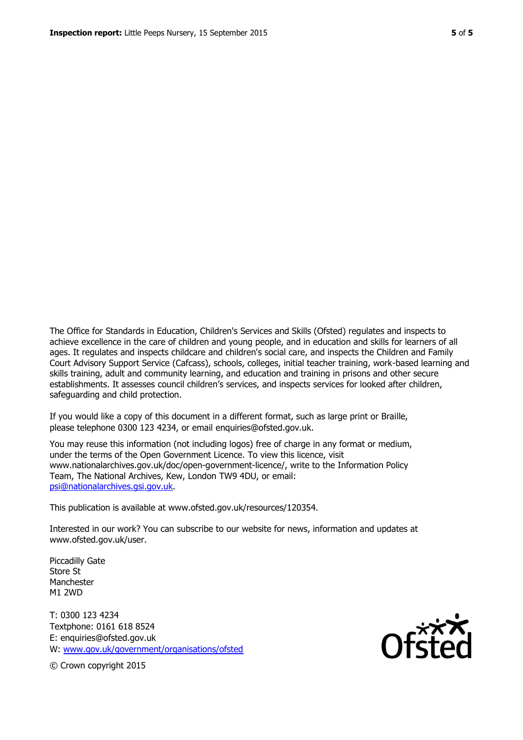The Office for Standards in Education, Children's Services and Skills (Ofsted) regulates and inspects to achieve excellence in the care of children and young people, and in education and skills for learners of all ages. It regulates and inspects childcare and children's social care, and inspects the Children and Family Court Advisory Support Service (Cafcass), schools, colleges, initial teacher training, work-based learning and skills training, adult and community learning, and education and training in prisons and other secure establishments. It assesses council children's services, and inspects services for looked after children, safeguarding and child protection.

If you would like a copy of this document in a different format, such as large print or Braille, please telephone 0300 123 4234, or email enquiries@ofsted.gov.uk.

You may reuse this information (not including logos) free of charge in any format or medium, under the terms of the Open Government Licence. To view this licence, visit www.nationalarchives.gov.uk/doc/open-government-licence/, write to the Information Policy Team, The National Archives, Kew, London TW9 4DU, or email: psi@nationalarchives.gsi.gov.uk.

This publication is available at www.ofsted.gov.uk/resources/120354.

Interested in our work? You can subscribe to our website for news, information and updates at www.ofsted.gov.uk/user.

Piccadilly Gate
Store St
Manchester
M1 2WD

T: 0300 123 4234
Textphone: 0161 618 8524
E: enquiries@ofsted.gov.uk
W: www.gov.uk/government/organisations/ofsted

© Crown copyright 2015